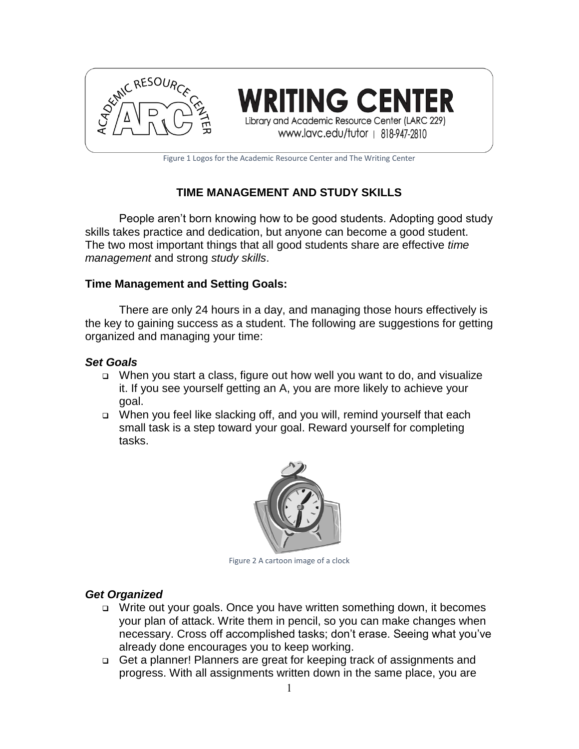Figure 1 Logos for the Academic Resource Center and The Writing Center

## TIME MANAGEMENT AND STUDY SKILLS

People aren't born knowing how to be good students. Adopting good study skills takes practice and dedication, but anyone can become a good student. The two most important things that all good students share are effective *time management* and strong *study skills*.

### Time Management and Setting Goals:

There are only 24 hours in a day, and managing those hours effectively is the key to gaining success as a student. The following are suggestions for getting organized and managing your time:

#### *Set Goals*

- When you start a class, figure out how well you want to do, and visualize it. If you see yourself getting an A, you are more likely to achieve your goal.
- When you feel like slacking off, and you will, remind yourself that each small task is a step toward your goal. Reward yourself for completing tasks.

Figure 2 A cartoon image of a clock

#### *Get Organized*

- Write out your goals. Once you have written something down, it becomes your plan of attack. Write them in pencil, so you can make changes when necessary. Cross off accomplished tasks; don't erase. Seeing what you've already done encourages you to keep working.
- Get a planner! Planners are great for keeping track of assignments and progress. With all assignments written down in the same place, you are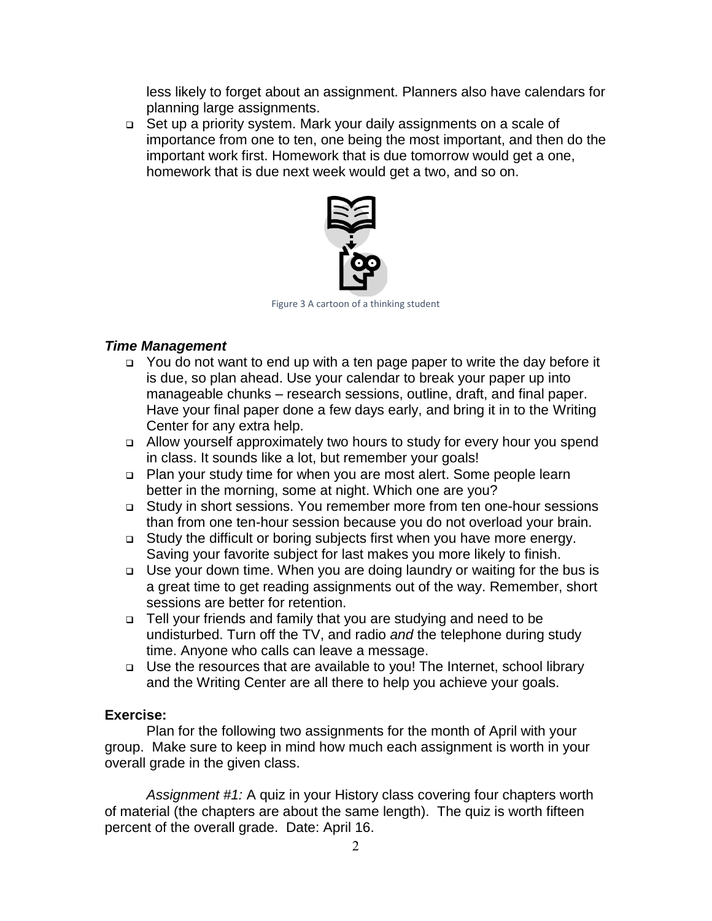less likely to forget about an assignment. Planners also have calendars for planning large assignments.

- Set up a priority system. Mark your daily assignments on a scale of importance from one to ten, one being the most important, and then do the important work first. Homework that is due tomorrow would get a one, homework that is due next week would get a two, and so on.

Figure 3 A cartoon of a thinking student

### *Time Management*

- You do not want to end up with a ten page paper to write the day before it is due, so plan ahead. Use your calendar to break your paper up into manageable chunks – research sessions, outline, draft, and final paper. Have your final paper done a few days early, and bring it in to the Writing Center for any extra help.
- Allow yourself approximately two hours to study for every hour you spend in class. It sounds like a lot, but remember your goals!
- Plan your study time for when you are most alert. Some people learn better in the morning, some at night. Which one are you?
- Study in short sessions. You remember more from ten one-hour sessions than from one ten-hour session because you do not overload your brain.
- Study the difficult or boring subjects first when you have more energy. Saving your favorite subject for last makes you more likely to finish.
- Use your down time. When you are doing laundry or waiting for the bus is a great time to get reading assignments out of the way. Remember, short sessions are better for retention.
- Tell your friends and family that you are studying and need to be undisturbed. Turn off the TV, and radio *and* the telephone during study time. Anyone who calls can leave a message.
- Use the resources that are available to you! The Internet, school library and the Writing Center are all there to help you achieve your goals.

**Exercise:**

Plan for the following two assignments for the month of April with your group. Make sure to keep in mind how much each assignment is worth in your overall grade in the given class.

*Assignment #1:* A quiz in your History class covering four chapters worth of material (the chapters are about the same length). The quiz is worth fifteen percent of the overall grade. Date: April 16.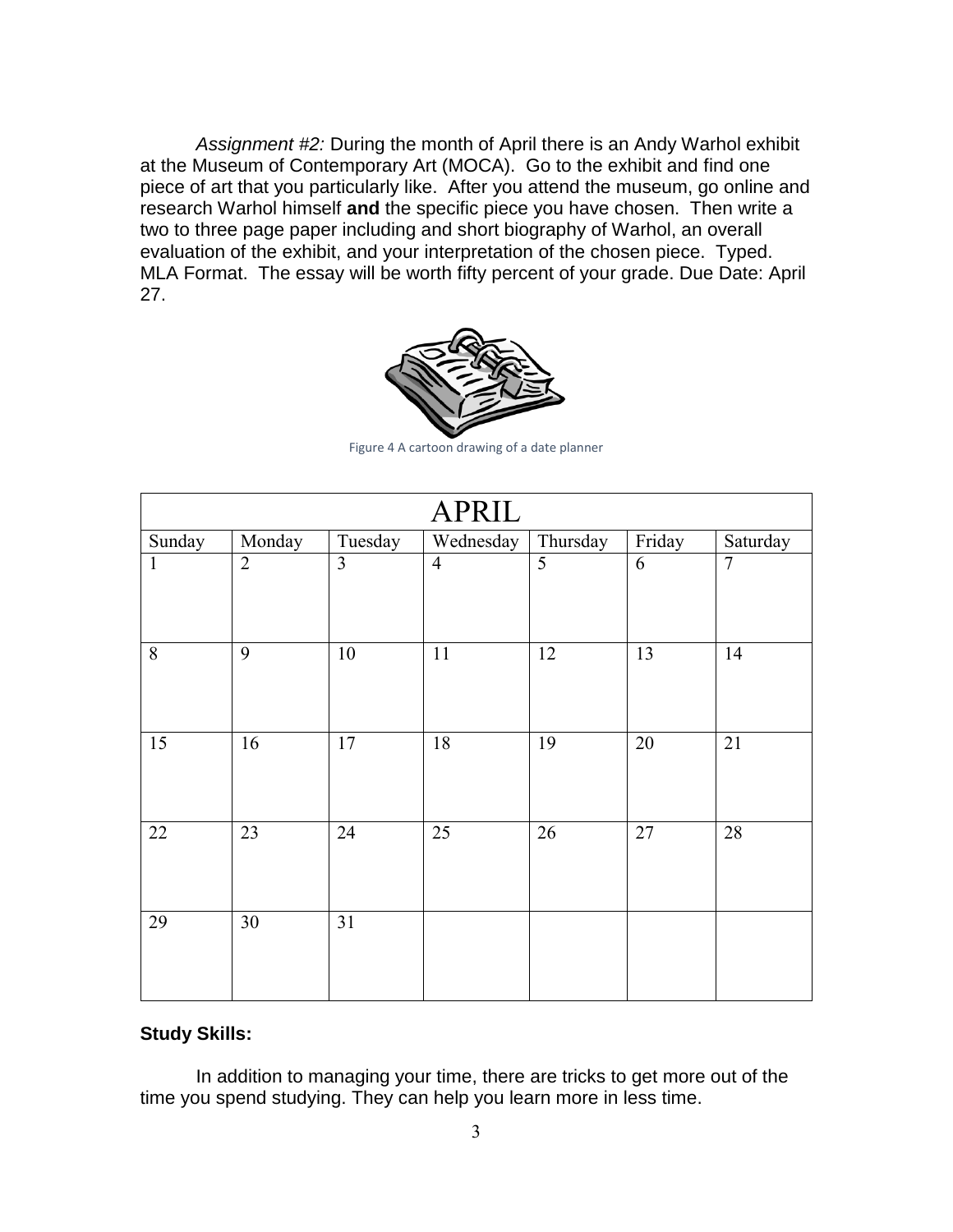*Assignment #2:* During the month of April there is an Andy Warhol exhibit at the Museum of Contemporary Art (MOCA). Go to the exhibit and find one piece of art that you particularly like. After you attend the museum, go online and research Warhol himself **and** the specific piece you have chosen. Then write a two to three page paper including and short biography of Warhol, an overall evaluation of the exhibit, and your interpretation of the chosen piece. Typed. MLA Format. The essay will be worth fifty percent of your grade. Due Date: April 27.

Figure 4 A cartoon drawing of a date planner

| APRIL | | | | | | |
|---|---|---|---|---|---|---|
| Sunday | Monday | Tuesday | Wednesday | Thursday | Friday | Saturday |
| 1 | 2 | 3 | 4 | 5 | 6 | 7 |
| 8 | 9 | 10 | 11 | 12 | 13 | 14 |
| 15 | 16 | 17 | 18 | 19 | 20 | 21 |
| 22 | 23 | 24 | 25 | 26 | 27 | 28 |
| 29 | 30 | 31 | | | | |

**Study Skills:**

In addition to managing your time, there are tricks to get more out of the time you spend studying. They can help you learn more in less time.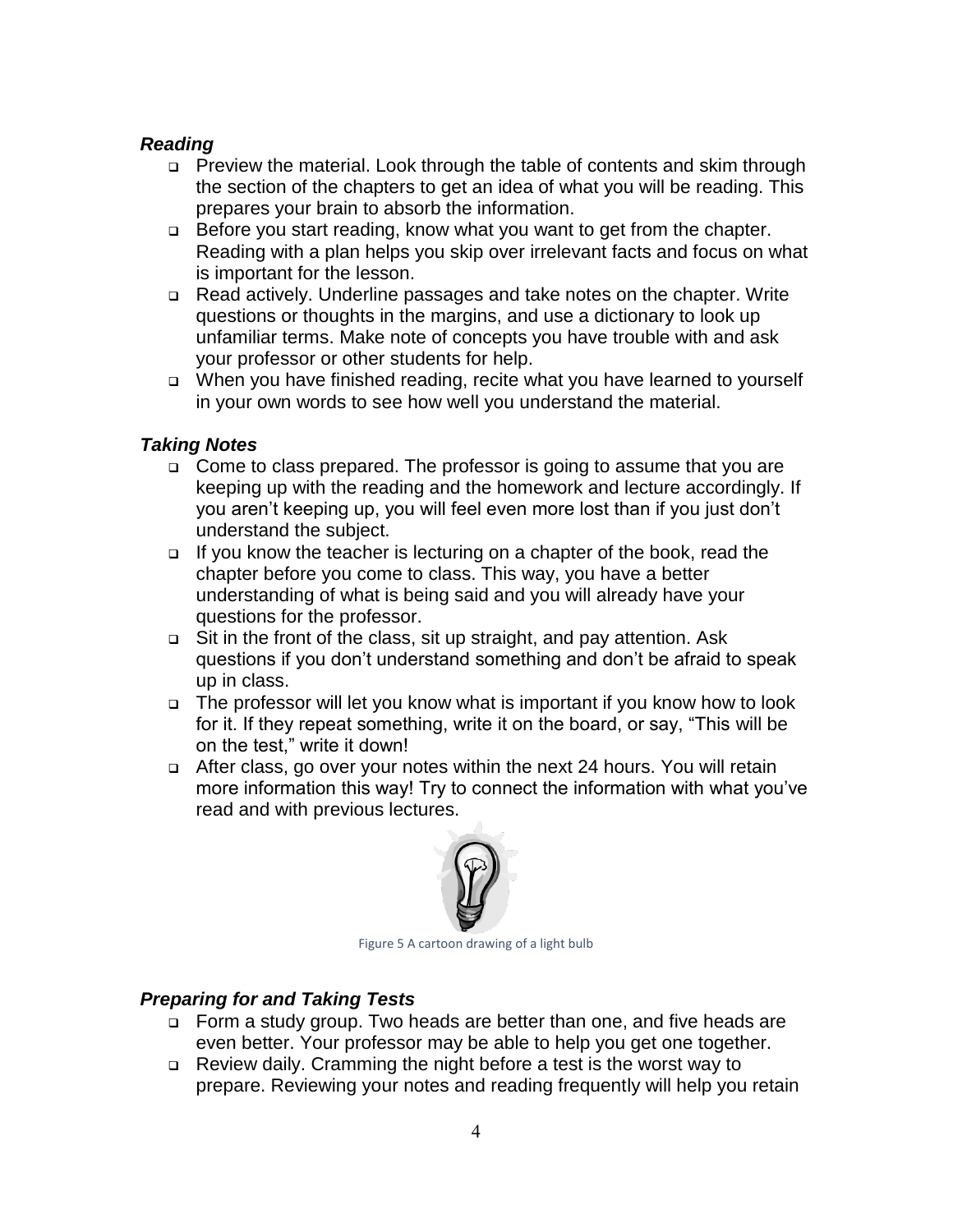### *Reading*

- Preview the material. Look through the table of contents and skim through the section of the chapters to get an idea of what you will be reading. This prepares your brain to absorb the information.
- Before you start reading, know what you want to get from the chapter. Reading with a plan helps you skip over irrelevant facts and focus on what is important for the lesson.
- Read actively. Underline passages and take notes on the chapter. Write questions or thoughts in the margins, and use a dictionary to look up unfamiliar terms. Make note of concepts you have trouble with and ask your professor or other students for help.
- When you have finished reading, recite what you have learned to yourself in your own words to see how well you understand the material.

### *Taking Notes*

- Come to class prepared. The professor is going to assume that you are keeping up with the reading and the homework and lecture accordingly. If you aren't keeping up, you will feel even more lost than if you just don't understand the subject.
- If you know the teacher is lecturing on a chapter of the book, read the chapter before you come to class. This way, you have a better understanding of what is being said and you will already have your questions for the professor.
- Sit in the front of the class, sit up straight, and pay attention. Ask questions if you don't understand something and don't be afraid to speak up in class.
- The professor will let you know what is important if you know how to look for it. If they repeat something, write it on the board, or say, "This will be on the test," write it down!
- After class, go over your notes within the next 24 hours. You will retain more information this way! Try to connect the information with what you've read and with previous lectures.

Figure 5 A cartoon drawing of a light bulb

### *Preparing for and Taking Tests*

- Form a study group. Two heads are better than one, and five heads are even better. Your professor may be able to help you get one together.
- Review daily. Cramming the night before a test is the worst way to prepare. Reviewing your notes and reading frequently will help you retain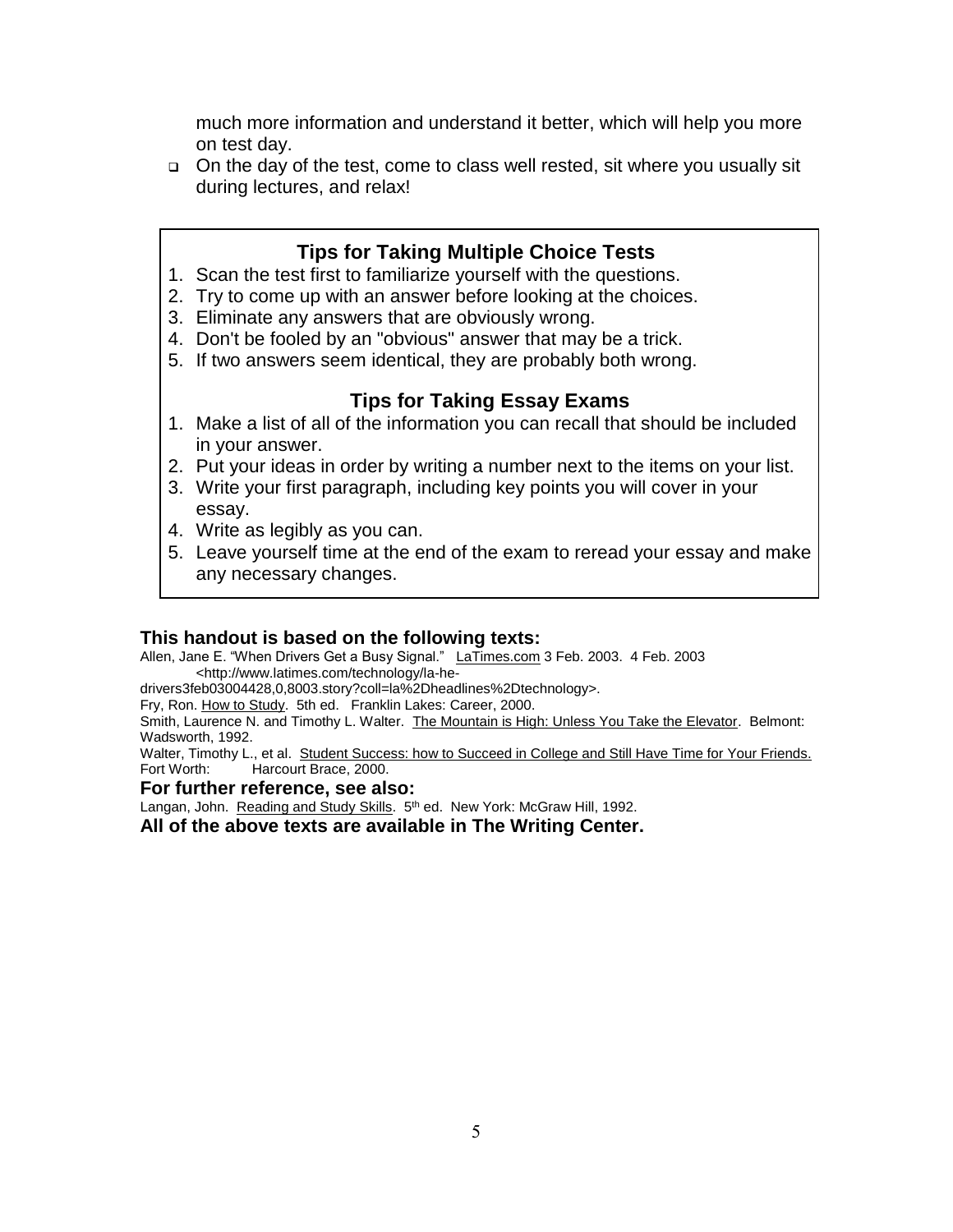much more information and understand it better, which will help you more on test day.

- On the day of the test, come to class well rested, sit where you usually sit during lectures, and relax!

## Tips for Taking Multiple Choice Tests

1. Scan the test first to familiarize yourself with the questions.
2. Try to come up with an answer before looking at the choices.
3. Eliminate any answers that are obviously wrong.
4. Don't be fooled by an "obvious" answer that may be a trick.
5. If two answers seem identical, they are probably both wrong.

## Tips for Taking Essay Exams

1. Make a list of all of the information you can recall that should be included in your answer.
2. Put your ideas in order by writing a number next to the items on your list.
3. Write your first paragraph, including key points you will cover in your essay.
4. Write as legibly as you can.
5. Leave yourself time at the end of the exam to reread your essay and make any necessary changes.

**This handout is based on the following texts:**

Allen, Jane E. "When Drivers Get a Busy Signal." LaTimes.com 3 Feb. 2003. 4 Feb. 2003 <http://www.latimes.com/technology/la-he-drivers3feb03004428,0,8003.story?coll=la%2Dheadlines%2Dtechnology>.

Fry, Ron. How to Study. 5th ed. Franklin Lakes: Career, 2000.

Smith, Laurence N. and Timothy L. Walter. The Mountain is High: Unless You Take the Elevator. Belmont: Wadsworth, 1992.

Walter, Timothy L., et al. Student Success: how to Succeed in College and Still Have Time for Your Friends. Fort Worth: Harcourt Brace, 2000.

**For further reference, see also:**

Langan, John. Reading and Study Skills. 5th ed. New York: McGraw Hill, 1992.

**All of the above texts are available in The Writing Center.**